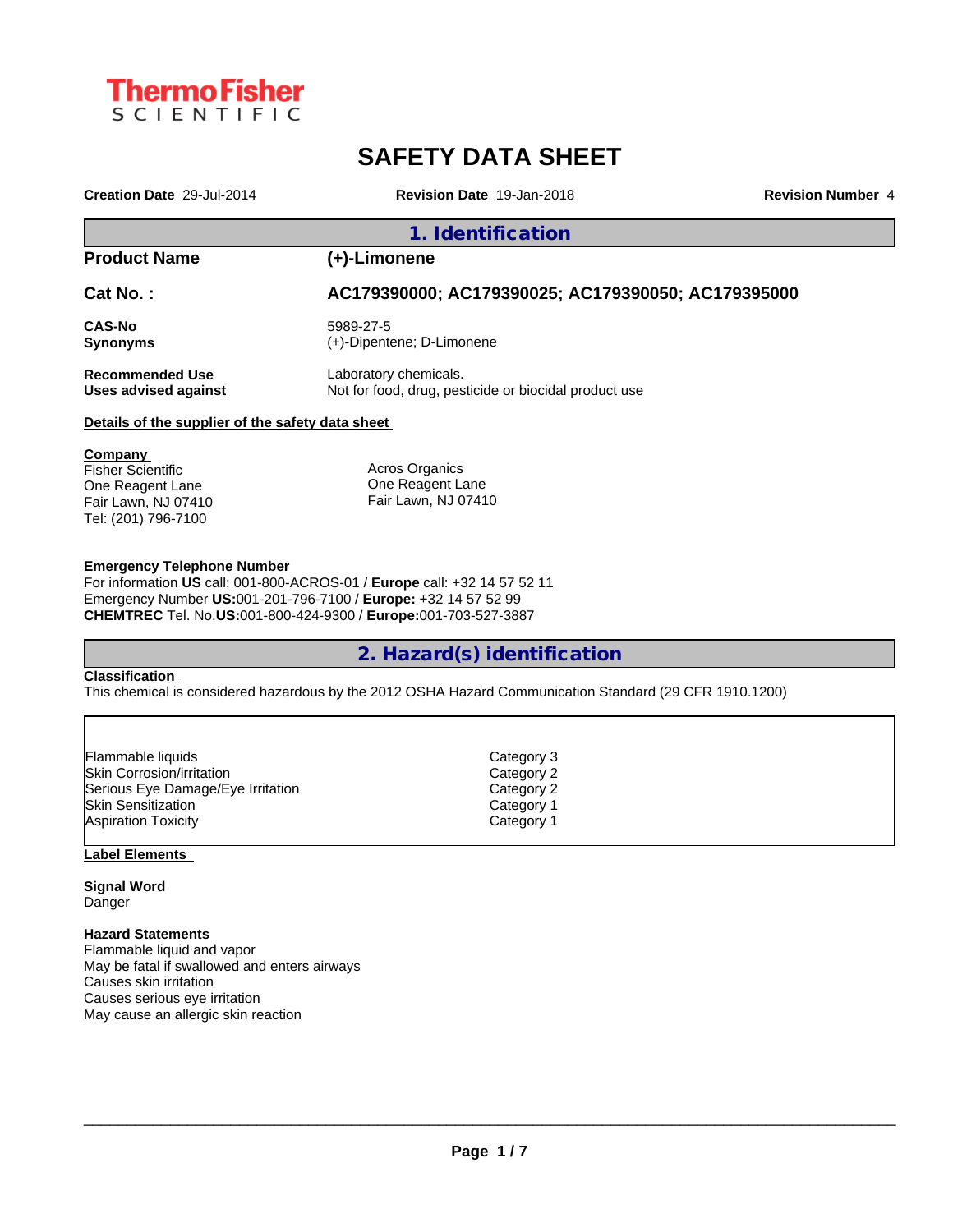Thermo Fisher SCIENTIFIC

# SAFETY DATA SHEET

**Creation Date** 29-Jul-2014 **Revision Date** 19-Jan-2018 **Revision Number** 4

## 1. Identification

| | |
|---|---|
| **Product Name** | **(+)-Limonene** |
| **Cat No. :** | **AC179390000; AC179390025; AC179390050; AC179395000** |
| **CAS-No** | 5989-27-5 |
| **Synonyms** | (+)-Dipentene; D-Limonene |
| **Recommended Use** | Laboratory chemicals. |
| **Uses advised against** | Not for food, drug, pesticide or biocidal product use |

**Details of the supplier of the safety data sheet**

**Company**
Fisher Scientific
One Reagent Lane
Fair Lawn, NJ 07410
Tel: (201) 796-7100

Acros Organics
One Reagent Lane
Fair Lawn, NJ 07410

**Emergency Telephone Number**
For information **US** call: 001-800-ACROS-01 / **Europe** call: +32 14 57 52 11
Emergency Number **US:**001-201-796-7100 / **Europe:** +32 14 57 52 99
**CHEMTREC** Tel. No.**US:**001-800-424-9300 / **Europe:**001-703-527-3887

## 2. Hazard(s) identification

**Classification**
This chemical is considered hazardous by the 2012 OSHA Hazard Communication Standard (29 CFR 1910.1200)

| | |
|---|---|
| Flammable liquids | Category 3 |
| Skin Corrosion/irritation | Category 2 |
| Serious Eye Damage/Eye Irritation | Category 2 |
| Skin Sensitization | Category 1 |
| Aspiration Toxicity | Category 1 |

**Label Elements**

**Signal Word**
Danger

**Hazard Statements**
Flammable liquid and vapor
May be fatal if swallowed and enters airways
Causes skin irritation
Causes serious eye irritation
May cause an allergic skin reaction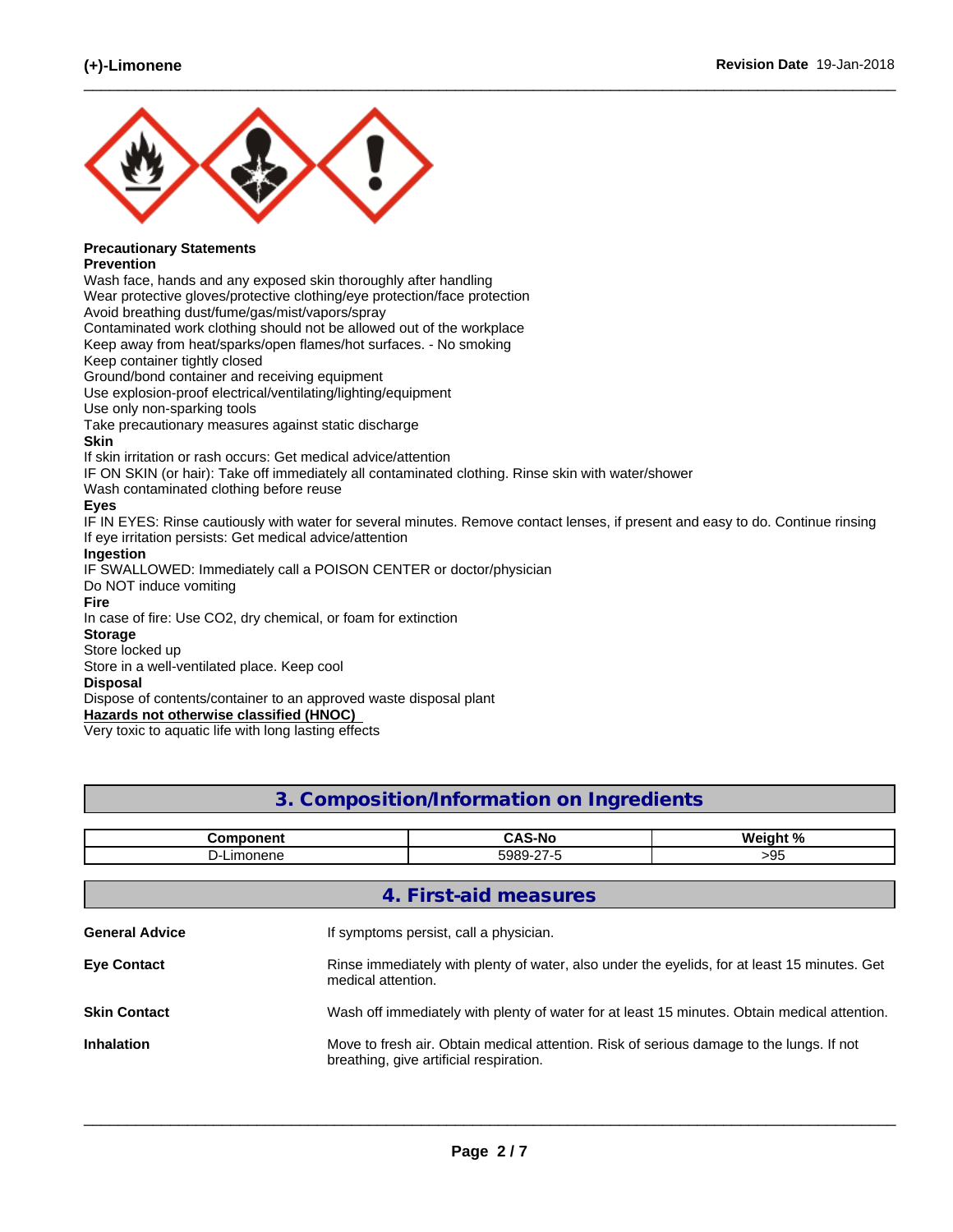**Precautionary Statements**

**Prevention**

Wash face, hands and any exposed skin thoroughly after handling
Wear protective gloves/protective clothing/eye protection/face protection
Avoid breathing dust/fume/gas/mist/vapors/spray
Contaminated work clothing should not be allowed out of the workplace
Keep away from heat/sparks/open flames/hot surfaces. - No smoking
Keep container tightly closed
Ground/bond container and receiving equipment
Use explosion-proof electrical/ventilating/lighting/equipment
Use only non-sparking tools
Take precautionary measures against static discharge

**Skin**

If skin irritation or rash occurs: Get medical advice/attention
IF ON SKIN (or hair): Take off immediately all contaminated clothing. Rinse skin with water/shower
Wash contaminated clothing before reuse

**Eyes**

IF IN EYES: Rinse cautiously with water for several minutes. Remove contact lenses, if present and easy to do. Continue rinsing
If eye irritation persists: Get medical advice/attention

**Ingestion**

IF SWALLOWED: Immediately call a POISON CENTER or doctor/physician
Do NOT induce vomiting

**Fire**

In case of fire: Use CO2, dry chemical, or foam for extinction

**Storage**

Store locked up
Store in a well-ventilated place. Keep cool

**Disposal**

Dispose of contents/container to an approved waste disposal plant

**Hazards not otherwise classified (HNOC)**

Very toxic to aquatic life with long lasting effects

## 3. Composition/Information on Ingredients

| Component | CAS-No | Weight % |
|---|---|---|
| D-Limonene | 5989-27-5 | >95 |

## 4. First-aid measures

**General Advice** If symptoms persist, call a physician.

**Eye Contact** Rinse immediately with plenty of water, also under the eyelids, for at least 15 minutes. Get medical attention.

**Skin Contact** Wash off immediately with plenty of water for at least 15 minutes. Obtain medical attention.

**Inhalation** Move to fresh air. Obtain medical attention. Risk of serious damage to the lungs. If not breathing, give artificial respiration.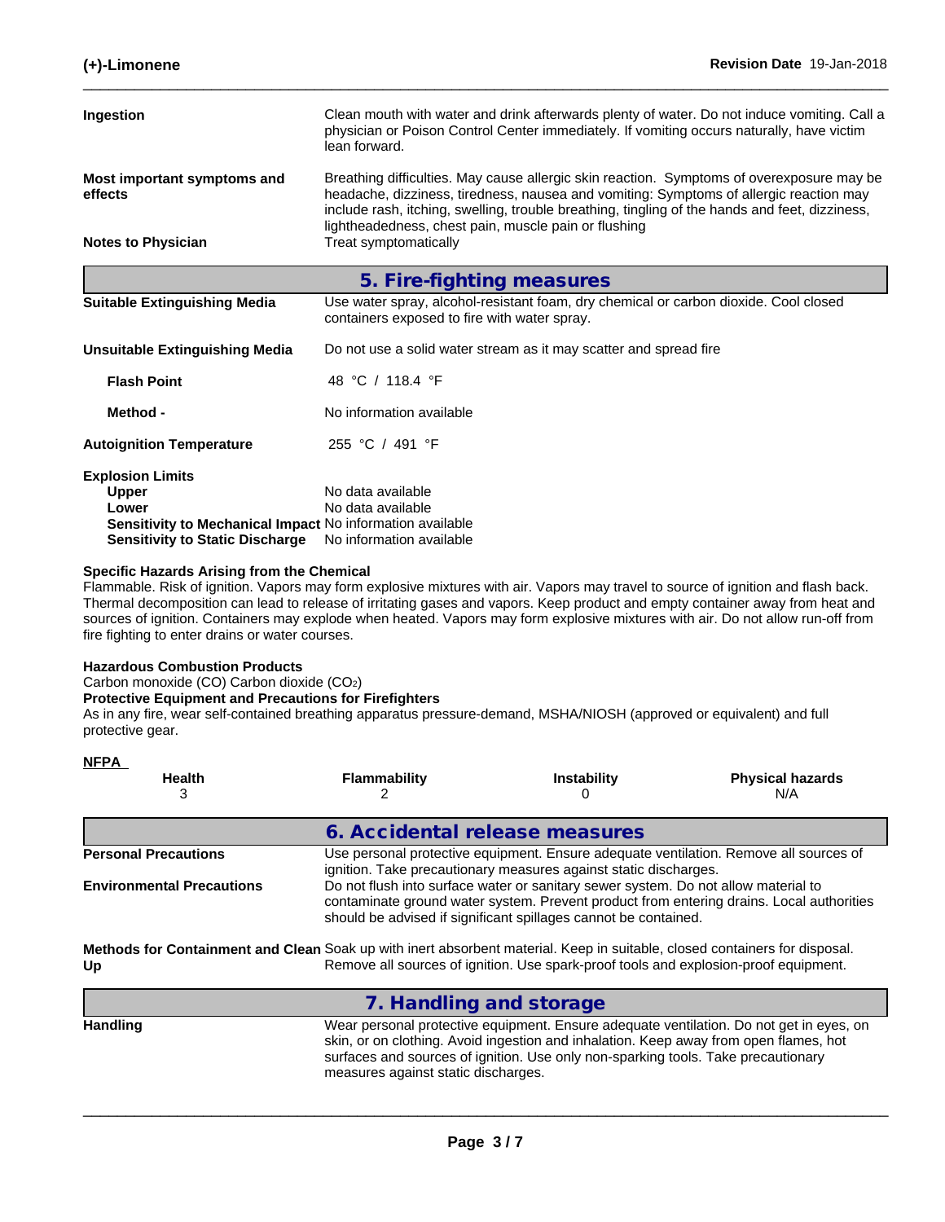**Ingestion** Clean mouth with water and drink afterwards plenty of water. Do not induce vomiting. Call a physician or Poison Control Center immediately. If vomiting occurs naturally, have victim lean forward.

**Most important symptoms and effects** Breathing difficulties. May cause allergic skin reaction. Symptoms of overexposure may be headache, dizziness, tiredness, nausea and vomiting: Symptoms of allergic reaction may include rash, itching, swelling, trouble breathing, tingling of the hands and feet, dizziness, lightheadedness, chest pain, muscle pain or flushing

**Notes to Physician** Treat symptomatically

## 5. Fire-fighting measures

**Suitable Extinguishing Media** Use water spray, alcohol-resistant foam, dry chemical or carbon dioxide. Cool closed containers exposed to fire with water spray.

**Unsuitable Extinguishing Media** Do not use a solid water stream as it may scatter and spread fire

**Flash Point** 48 °C / 118.4 °F

**Method -** No information available

**Autoignition Temperature** 255 °C / 491 °F

**Explosion Limits**
- **Upper** No data available
- **Lower** No data available
- **Sensitivity to Mechanical Impact** No information available
- **Sensitivity to Static Discharge** No information available

**Specific Hazards Arising from the Chemical**
Flammable. Risk of ignition. Vapors may form explosive mixtures with air. Vapors may travel to source of ignition and flash back. Thermal decomposition can lead to release of irritating gases and vapors. Keep product and empty container away from heat and sources of ignition. Containers may explode when heated. Vapors may form explosive mixtures with air. Do not allow run-off from fire fighting to enter drains or water courses.

**Hazardous Combustion Products**
Carbon monoxide (CO) Carbon dioxide ($CO_2$)

**Protective Equipment and Precautions for Firefighters**
As in any fire, wear self-contained breathing apparatus pressure-demand, MSHA/NIOSH (approved or equivalent) and full protective gear.

**NFPA**

| Health | Flammability | Instability | Physical hazards |
|---|---|---|---|
| 3 | 2 | 0 | N/A |

## 6. Accidental release measures

**Personal Precautions** Use personal protective equipment. Ensure adequate ventilation. Remove all sources of ignition. Take precautionary measures against static discharges.

**Environmental Precautions** Do not flush into surface water or sanitary sewer system. Do not allow material to contaminate ground water system. Prevent product from entering drains. Local authorities should be advised if significant spillages cannot be contained.

**Methods for Containment and Clean Up** Soak up with inert absorbent material. Keep in suitable, closed containers for disposal. Remove all sources of ignition. Use spark-proof tools and explosion-proof equipment.

## 7. Handling and storage

**Handling** Wear personal protective equipment. Ensure adequate ventilation. Do not get in eyes, on skin, or on clothing. Avoid ingestion and inhalation. Keep away from open flames, hot surfaces and sources of ignition. Use only non-sparking tools. Take precautionary measures against static discharges.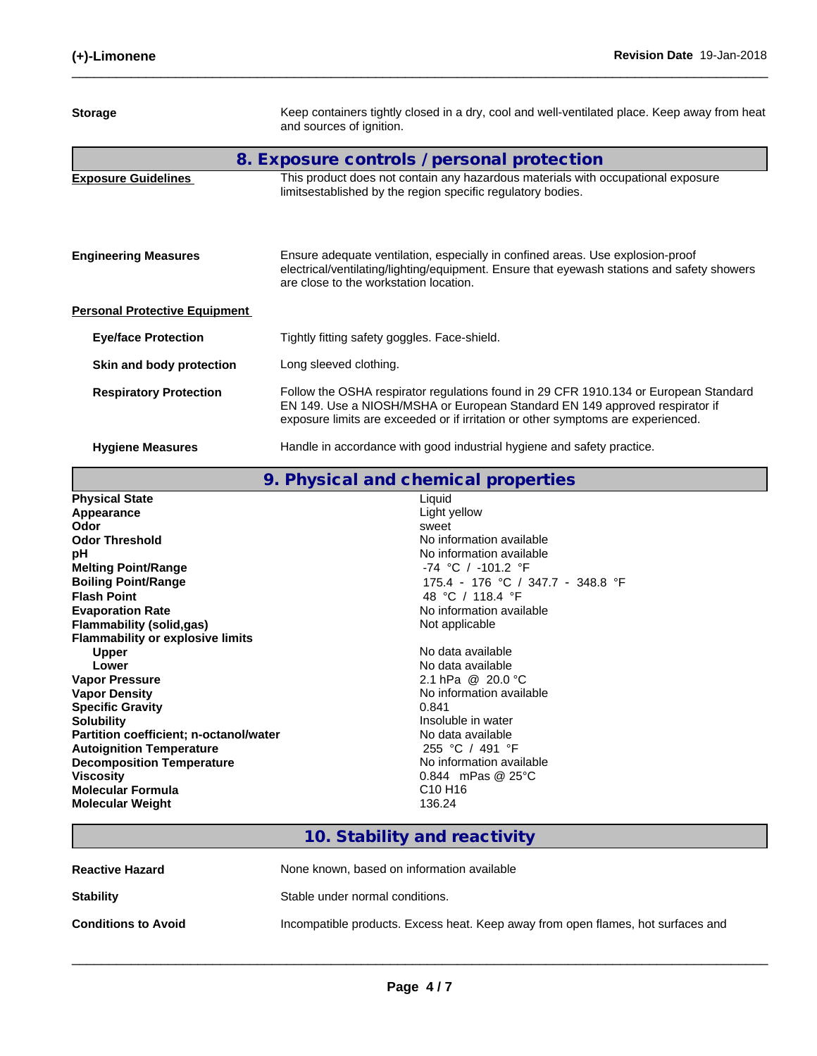| | |
|---|---|
| **Storage** | Keep containers tightly closed in a dry, cool and well-ventilated place. Keep away from heat and sources of ignition. |

## 8. Exposure controls / personal protection

| | |
|---|---|
| **Exposure Guidelines** | This product does not contain any hazardous materials with occupational exposure limitsestablished by the region specific regulatory bodies. |
| **Engineering Measures** | Ensure adequate ventilation, especially in confined areas. Use explosion-proof electrical/ventilating/lighting/equipment. Ensure that eyewash stations and safety showers are close to the workstation location. |

**Personal Protective Equipment**

| | |
|---|---|
| **Eye/face Protection** | Tightly fitting safety goggles. Face-shield. |
| **Skin and body protection** | Long sleeved clothing. |
| **Respiratory Protection** | Follow the OSHA respirator regulations found in 29 CFR 1910.134 or European Standard EN 149. Use a NIOSH/MSHA or European Standard EN 149 approved respirator if exposure limits are exceeded or if irritation or other symptoms are experienced. |
| **Hygiene Measures** | Handle in accordance with good industrial hygiene and safety practice. |

## 9. Physical and chemical properties

| | |
|---|---|
| **Physical State** | Liquid |
| **Appearance** | Light yellow |
| **Odor** | sweet |
| **Odor Threshold** | No information available |
| **pH** | No information available |
| **Melting Point/Range** | -74 °C / -101.2 °F |
| **Boiling Point/Range** | 175.4 - 176 °C / 347.7 - 348.8 °F |
| **Flash Point** | 48 °C / 118.4 °F |
| **Evaporation Rate** | No information available |
| **Flammability (solid,gas)** | Not applicable |
| **Flammability or explosive limits** | |
| **Upper** | No data available |
| **Lower** | No data available |
| **Vapor Pressure** | 2.1 hPa @ 20.0 °C |
| **Vapor Density** | No information available |
| **Specific Gravity** | 0.841 |
| **Solubility** | Insoluble in water |
| **Partition coefficient; n-octanol/water** | No data available |
| **Autoignition Temperature** | 255 °C / 491 °F |
| **Decomposition Temperature** | No information available |
| **Viscosity** | 0.844 mPas @ 25°C |
| **Molecular Formula** | $C_{10}H_{16}$ |
| **Molecular Weight** | 136.24 |

## 10. Stability and reactivity

| | |
|---|---|
| **Reactive Hazard** | None known, based on information available |
| **Stability** | Stable under normal conditions. |
| **Conditions to Avoid** | Incompatible products. Excess heat. Keep away from open flames, hot surfaces and |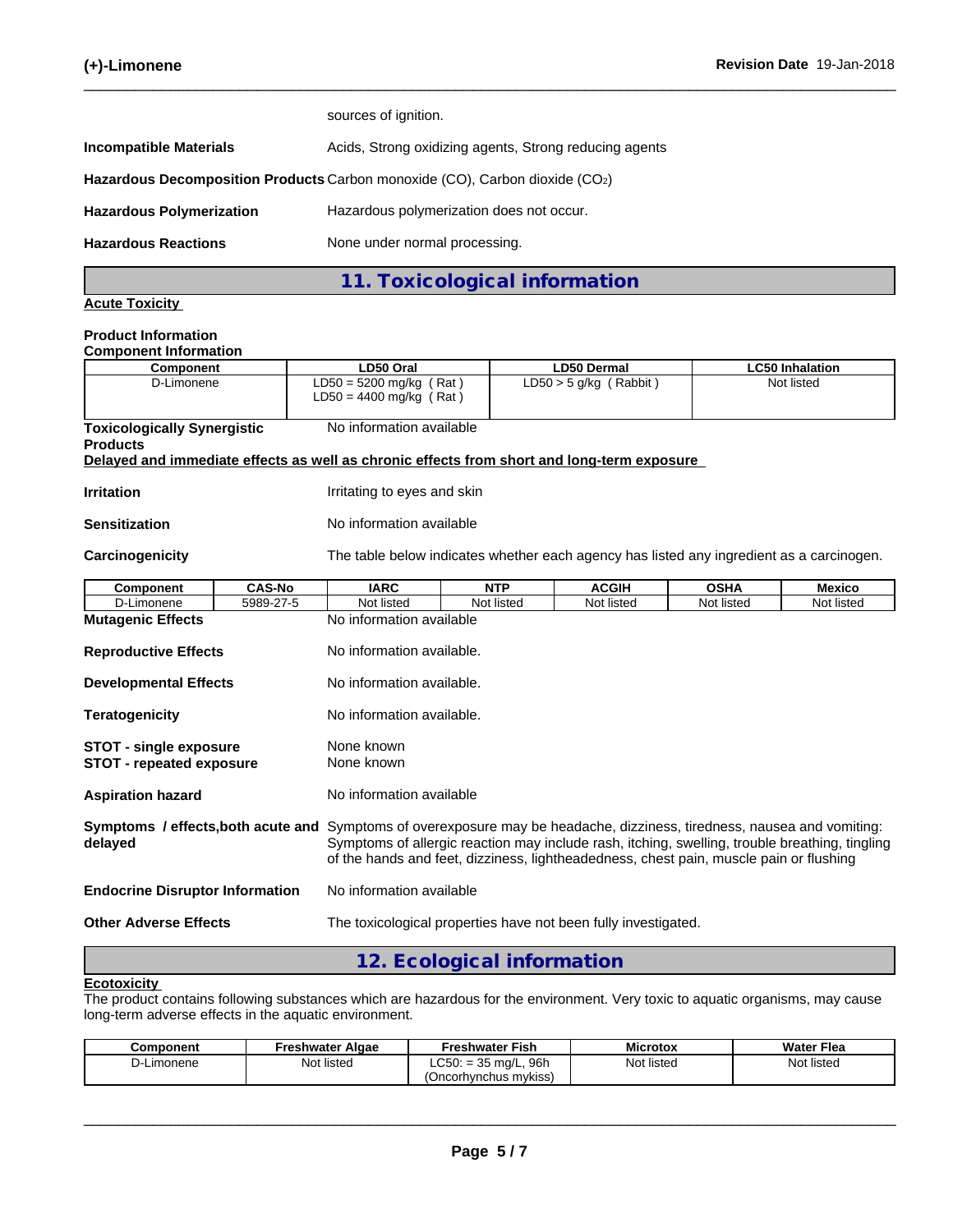sources of ignition.

**Incompatible Materials** Acids, Strong oxidizing agents, Strong reducing agents

**Hazardous Decomposition Products** Carbon monoxide (CO), Carbon dioxide ($CO_2$)

**Hazardous Polymerization** Hazardous polymerization does not occur.

**Hazardous Reactions** None under normal processing.

## 11. Toxicological information

**Acute Toxicity**

**Product Information**

**Component Information**

| Component | LD50 Oral | LD50 Dermal | LC50 Inhalation |
|---|---|---|---|
| D-Limonene | LD50 = 5200 mg/kg ( Rat )<br>LD50 = 4400 mg/kg ( Rat ) | LD50 > 5 g/kg ( Rabbit ) | Not listed |

**Toxicologically Synergistic Products** No information available

**Delayed and immediate effects as well as chronic effects from short and long-term exposure**

**Irritation** Irritating to eyes and skin

**Sensitization** No information available

**Carcinogenicity** The table below indicates whether each agency has listed any ingredient as a carcinogen.

| Component | CAS-No | IARC | NTP | ACGIH | OSHA | Mexico |
|---|---|---|---|---|---|---|
| D-Limonene | 5989-27-5 | Not listed | Not listed | Not listed | Not listed | Not listed |

**Mutagenic Effects** No information available

**Reproductive Effects** No information available.

**Developmental Effects** No information available.

**Teratogenicity** No information available.

**STOT - single exposure** None known

**STOT - repeated exposure** None known

**Aspiration hazard** No information available

**Symptoms / effects,both acute and delayed** Symptoms of overexposure may be headache, dizziness, tiredness, nausea and vomiting: Symptoms of allergic reaction may include rash, itching, swelling, trouble breathing, tingling of the hands and feet, dizziness, lightheadedness, chest pain, muscle pain or flushing

**Endocrine Disruptor Information** No information available

**Other Adverse Effects** The toxicological properties have not been fully investigated.

## 12. Ecological information

**Ecotoxicity**

The product contains following substances which are hazardous for the environment. Very toxic to aquatic organisms, may cause long-term adverse effects in the aquatic environment.

| Component | Freshwater Algae | Freshwater Fish | Microtox | Water Flea |
|---|---|---|---|---|
| D-Limonene | Not listed | LC50: = 35 mg/L, 96h (Oncorhynchus mykiss) | Not listed | Not listed |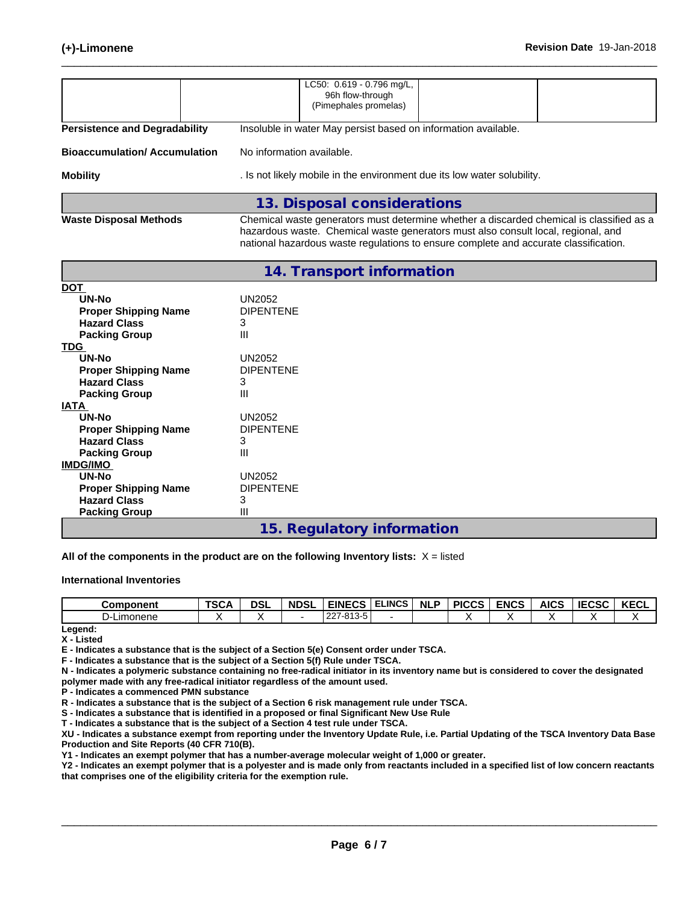| | | LC50: 0.619 - 0.796 mg/L, 96h flow-through (Pimephales promelas) | | |
|---|---|---|---|---|

**Persistence and Degradability** Insoluble in water May persist based on information available.

**Bioaccumulation/ Accumulation** No information available.

**Mobility** . Is not likely mobile in the environment due its low water solubility.

## 13. Disposal considerations

**Waste Disposal Methods** Chemical waste generators must determine whether a discarded chemical is classified as a hazardous waste. Chemical waste generators must also consult local, regional, and national hazardous waste regulations to ensure complete and accurate classification.

## 14. Transport information

**DOT**

- **UN-No** UN2052
- **Proper Shipping Name** DIPENTENE
- **Hazard Class** 3
- **Packing Group** III

**TDG**

- **UN-No** UN2052
- **Proper Shipping Name** DIPENTENE
- **Hazard Class** 3
- **Packing Group** III

**IATA**

- **UN-No** UN2052
- **Proper Shipping Name** DIPENTENE
- **Hazard Class** 3
- **Packing Group** III

**IMDG/IMO**

- **UN-No** UN2052
- **Proper Shipping Name** DIPENTENE
- **Hazard Class** 3
- **Packing Group** III

## 15. Regulatory information

**All of the components in the product are on the following Inventory lists:** X = listed

**International Inventories**

| Component | TSCA | DSL | NDSL | EINECS | ELINCS | NLP | PICCS | ENCS | AICS | IECSC | KECL |
|---|---|---|---|---|---|---|---|---|---|---|---|
| D-Limonene | X | X | - | 227-813-5 | - | | X | X | X | X | X |

**Legend:**

**X - Listed**

**E - Indicates a substance that is the subject of a Section 5(e) Consent order under TSCA.**

**F - Indicates a substance that is the subject of a Section 5(f) Rule under TSCA.**

**N - Indicates a polymeric substance containing no free-radical initiator in its inventory name but is considered to cover the designated polymer made with any free-radical initiator regardless of the amount used.**

**P - Indicates a commenced PMN substance**

**R - Indicates a substance that is the subject of a Section 6 risk management rule under TSCA.**

**S - Indicates a substance that is identified in a proposed or final Significant New Use Rule**

**T - Indicates a substance that is the subject of a Section 4 test rule under TSCA.**

**XU - Indicates a substance exempt from reporting under the Inventory Update Rule, i.e. Partial Updating of the TSCA Inventory Data Base Production and Site Reports (40 CFR 710(B).**

**Y1 - Indicates an exempt polymer that has a number-average molecular weight of 1,000 or greater.**

**Y2 - Indicates an exempt polymer that is a polyester and is made only from reactants included in a specified list of low concern reactants that comprises one of the eligibility criteria for the exemption rule.**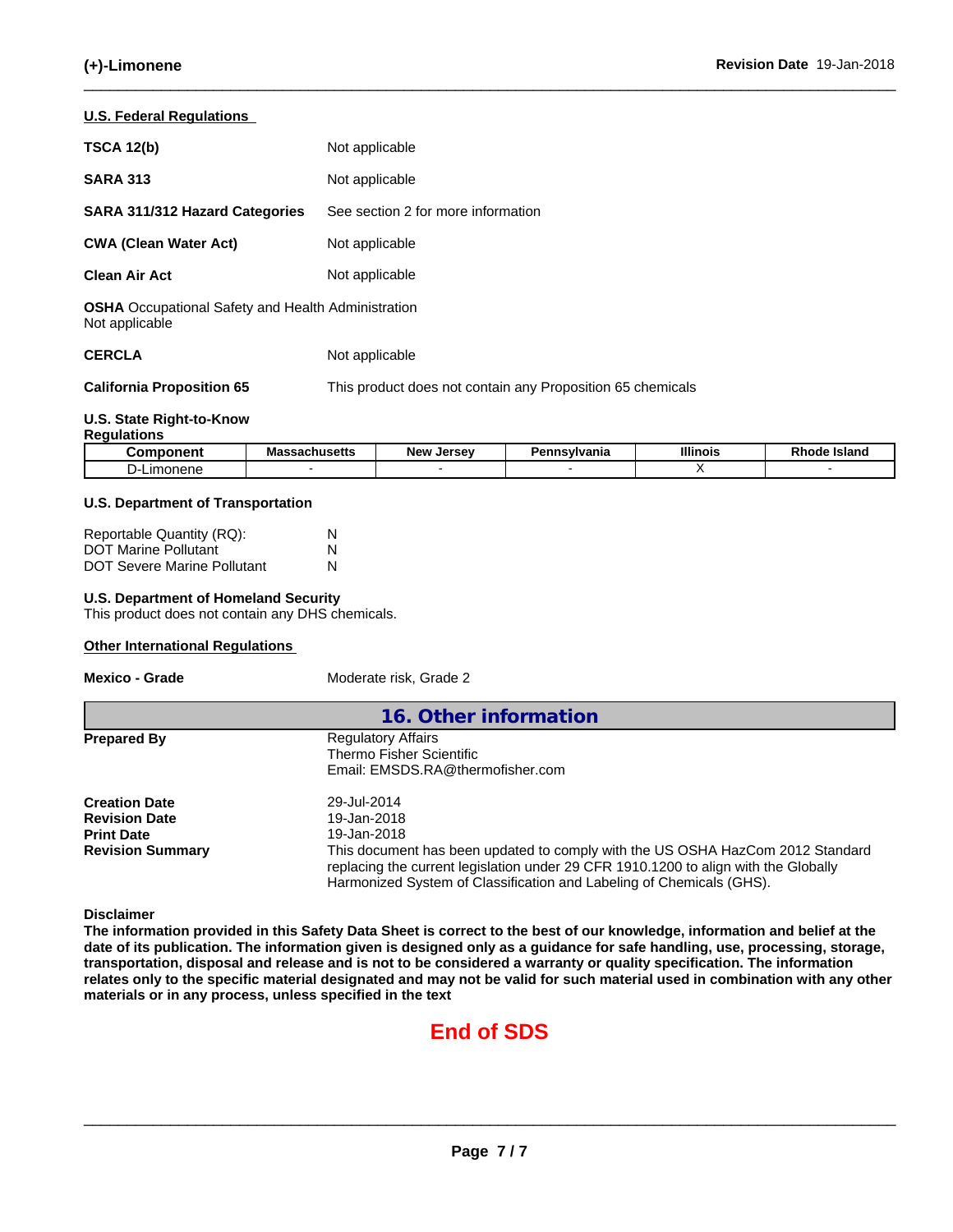## U.S. Federal Regulations

**TSCA 12(b)** Not applicable

**SARA 313** Not applicable

**SARA 311/312 Hazard Categories** See section 2 for more information

**CWA (Clean Water Act)** Not applicable

**Clean Air Act** Not applicable

**OSHA** Occupational Safety and Health Administration
Not applicable

**CERCLA** Not applicable

**California Proposition 65** This product does not contain any Proposition 65 chemicals

**U.S. State Right-to-Know Regulations**

| Component | Massachusetts | New Jersey | Pennsylvania | Illinois | Rhode Island |
|---|---|---|---|---|---|
| D-Limonene | - | - | - | X | - |

**U.S. Department of Transportation**

Reportable Quantity (RQ): N
DOT Marine Pollutant N
DOT Severe Marine Pollutant N

**U.S. Department of Homeland Security**
This product does not contain any DHS chemicals.

## Other International Regulations

**Mexico - Grade** Moderate risk, Grade 2

## 16. Other information

**Prepared By** Regulatory Affairs
Thermo Fisher Scientific
Email: EMSDS.RA@thermofisher.com

**Creation Date** 29-Jul-2014
**Revision Date** 19-Jan-2018
**Print Date** 19-Jan-2018
**Revision Summary** This document has been updated to comply with the US OSHA HazCom 2012 Standard replacing the current legislation under 29 CFR 1910.1200 to align with the Globally Harmonized System of Classification and Labeling of Chemicals (GHS).

**Disclaimer**
**The information provided in this Safety Data Sheet is correct to the best of our knowledge, information and belief at the date of its publication. The information given is designed only as a guidance for safe handling, use, processing, storage, transportation, disposal and release and is not to be considered a warranty or quality specification. The information relates only to the specific material designated and may not be valid for such material used in combination with any other materials or in any process, unless specified in the text**

**End of SDS**